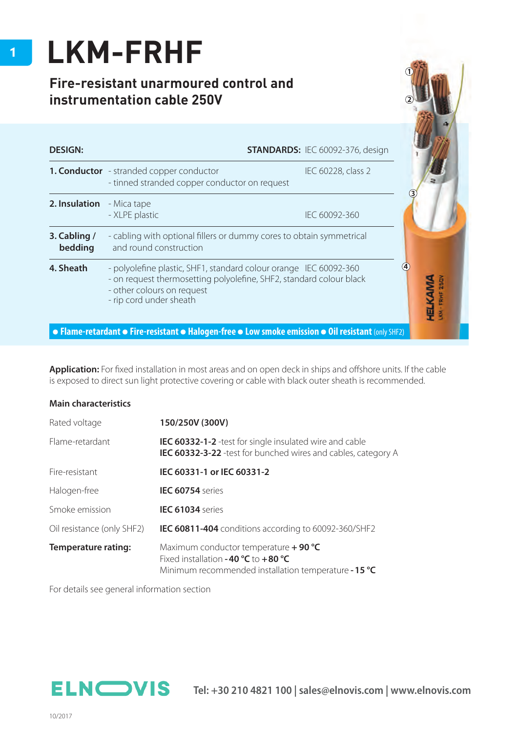# LKM-FRHF

## Fire-resistant unarmoured control and instrumentation cable 250V

| DESIGN: | | STANDARDS: IEC 60092-376, design |
|---|---|---|
| **1. Conductor** | - stranded copper conductor<br>- tinned stranded copper conductor on request | IEC 60228, class 2 |
| **2. Insulation** | - Mica tape<br>- XLPE plastic | IEC 60092-360 |
| **3. Cabling / bedding** | - cabling with optional fillers or dummy cores to obtain symmetrical and round construction | |
| **4. Sheath** | - polyolefine plastic, SHF1, standard colour orange<br>- on request thermosetting polyolefine, SHF2, standard colour black<br>- other colours on request<br>- rip cord under sheath | IEC 60092-360 |

● **Flame-retardant** ● **Fire-resistant** ● **Halogen-free** ● **Low smoke emission** ● **Oil resistant** (only SHF2)

**Application:** For fixed installation in most areas and on open deck in ships and offshore units. If the cable is exposed to direct sun light protective covering or cable with black outer sheath is recommended.

### Main characteristics

| | |
|---|---|
| Rated voltage | **150/250V (300V)** |
| Flame-retardant | **IEC 60332-1-2** -test for single insulated wire and cable<br>**IEC 60332-3-22** -test for bunched wires and cables, category A |
| Fire-resistant | **IEC 60331-1 or IEC 60331-2** |
| Halogen-free | **IEC 60754** series |
| Smoke emission | **IEC 61034** series |
| Oil resistance (only SHF2) | **IEC 60811-404** conditions according to 60092-360/SHF2 |
| **Temperature rating:** | Maximum conductor temperature **+ 90 °C**<br>Fixed installation **- 40 °C** to **+ 80 °C**<br>Minimum recommended installation temperature **- 15 °C** |

For details see general information section

**ELNOVIS** Tel: +30 210 4821 100 | sales@elnovis.com | www.elnovis.com

10/2017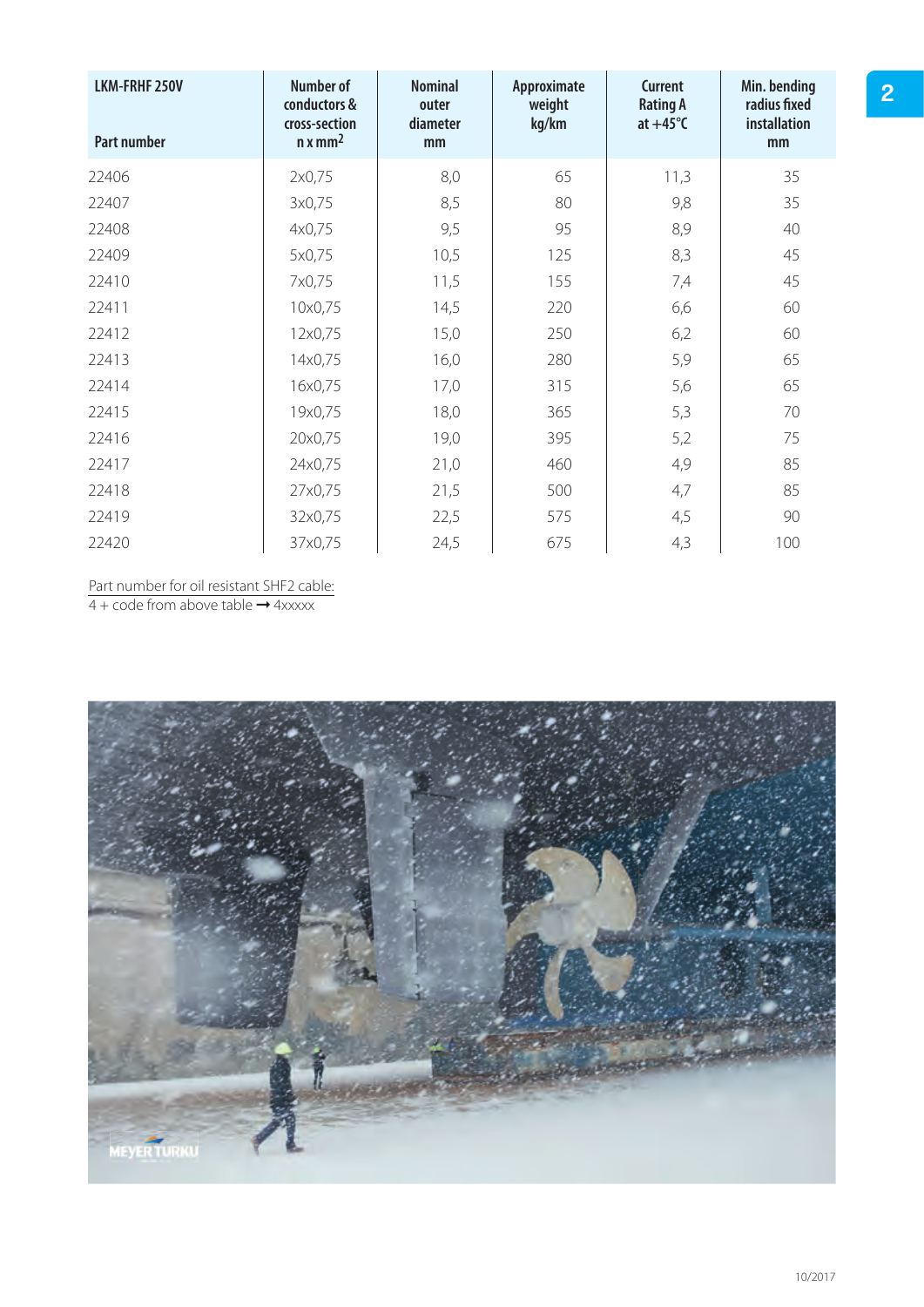| LKM-FRHF 250V<br><br>Part number | Number of conductors & cross-section n x mm$^2$ | Nominal outer diameter mm | Approximate weight kg/km | Current Rating A at +45°C | Min. bending radius fixed installation mm |
|---|---|---|---|---|---|
| 22406 | 2x0,75 | 8,0 | 65 | 11,3 | 35 |
| 22407 | 3x0,75 | 8,5 | 80 | 9,8 | 35 |
| 22408 | 4x0,75 | 9,5 | 95 | 8,9 | 40 |
| 22409 | 5x0,75 | 10,5 | 125 | 8,3 | 45 |
| 22410 | 7x0,75 | 11,5 | 155 | 7,4 | 45 |
| 22411 | 10x0,75 | 14,5 | 220 | 6,6 | 60 |
| 22412 | 12x0,75 | 15,0 | 250 | 6,2 | 60 |
| 22413 | 14x0,75 | 16,0 | 280 | 5,9 | 65 |
| 22414 | 16x0,75 | 17,0 | 315 | 5,6 | 65 |
| 22415 | 19x0,75 | 18,0 | 365 | 5,3 | 70 |
| 22416 | 20x0,75 | 19,0 | 395 | 5,2 | 75 |
| 22417 | 24x0,75 | 21,0 | 460 | 4,9 | 85 |
| 22418 | 27x0,75 | 21,5 | 500 | 4,7 | 85 |
| 22419 | 32x0,75 | 22,5 | 575 | 4,5 | 90 |
| 22420 | 37x0,75 | 24,5 | 675 | 4,3 | 100 |

Part number for oil resistant SHF2 cable:
4 + code from above table → 4xxxxx

10/2017